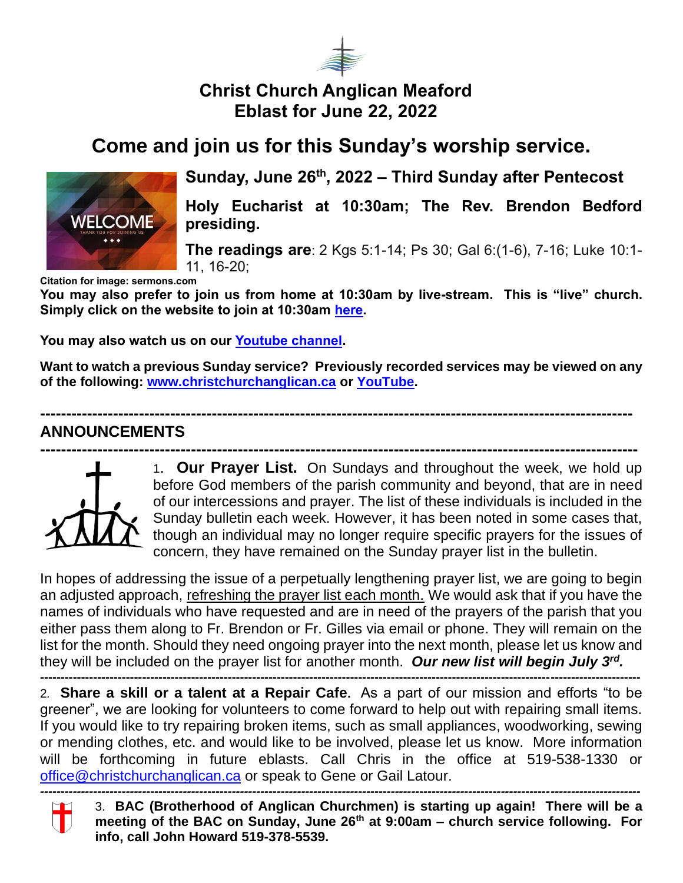# Christ Church Anglican Meaford
# Eblast for June 22, 2022

## Come and join us for this Sunday's worship service.

**Sunday, June 26th, 2022 – Third Sunday after Pentecost**

**Holy Eucharist at 10:30am; The Rev. Brendon Bedford presiding.**

**The readings are**: 2 Kgs 5:1-14; Ps 30; Gal 6:(1-6), 7-16; Luke 10:1-11, 16-20;

**Citation for image: sermons.com**

**You may also prefer to join us from home at 10:30am by live-stream. This is "live" church. Simply click on the website to join at 10:30am here.**

**You may also watch us on our Youtube channel.**

**Want to watch a previous Sunday service? Previously recorded services may be viewed on any of the following: www.christchurchanglican.ca or YouTube.**

---

## ANNOUNCEMENTS

---

1. **Our Prayer List.** On Sundays and throughout the week, we hold up before God members of the parish community and beyond, that are in need of our intercessions and prayer. The list of these individuals is included in the Sunday bulletin each week. However, it has been noted in some cases that, though an individual may no longer require specific prayers for the issues of concern, they have remained on the Sunday prayer list in the bulletin.

In hopes of addressing the issue of a perpetually lengthening prayer list, we are going to begin an adjusted approach, refreshing the prayer list each month. We would ask that if you have the names of individuals who have requested and are in need of the prayers of the parish that you either pass them along to Fr. Brendon or Fr. Gilles via email or phone. They will remain on the list for the month. Should they need ongoing prayer into the next month, please let us know and they will be included on the prayer list for another month. ***Our new list will begin July 3rd.***

---

2. **Share a skill or a talent at a Repair Cafe.** As a part of our mission and efforts "to be greener", we are looking for volunteers to come forward to help out with repairing small items. If you would like to try repairing broken items, such as small appliances, woodworking, sewing or mending clothes, etc. and would like to be involved, please let us know. More information will be forthcoming in future eblasts. Call Chris in the office at 519-538-1330 or office@christchurchanglican.ca or speak to Gene or Gail Latour.

---

3. **BAC (Brotherhood of Anglican Churchmen) is starting up again! There will be a meeting of the BAC on Sunday, June 26th at 9:00am – church service following. For info, call John Howard 519-378-5539.**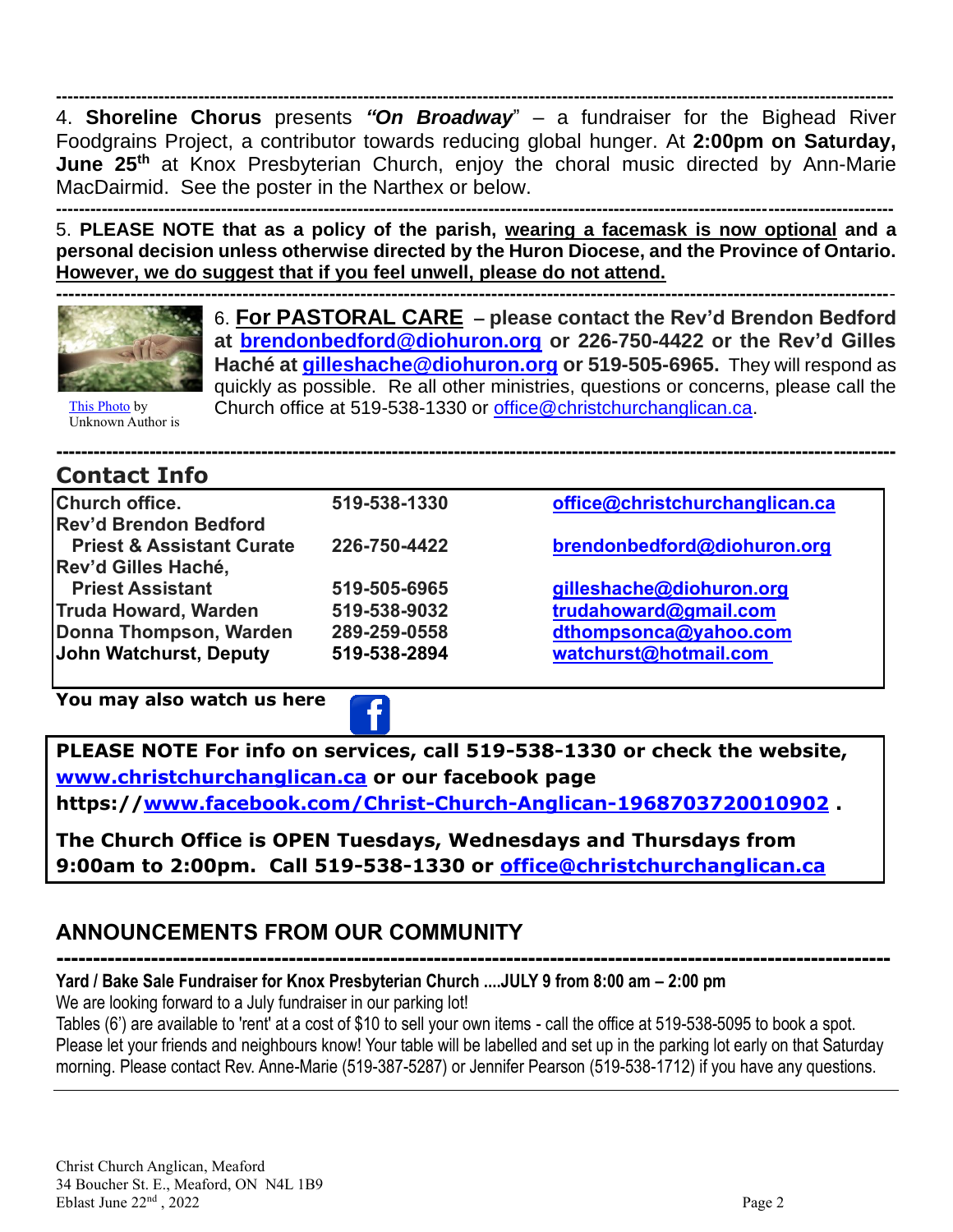4. **Shoreline Chorus** presents ***"On Broadway"*** – a fundraiser for the Bighead River Foodgrains Project, a contributor towards reducing global hunger. At **2:00pm on Saturday, June 25th** at Knox Presbyterian Church, enjoy the choral music directed by Ann-Marie MacDairmid. See the poster in the Narthex or below.

---

5. **PLEASE NOTE that as a policy of the parish, wearing a facemask is now optional and a personal decision unless otherwise directed by the Huron Diocese, and the Province of Ontario. However, we do suggest that if you feel unwell, please do not attend.**

---

This Photo by Unknown Author is

6. **For PASTORAL CARE – please contact the Rev'd Brendon Bedford at brendonbedford@diohuron.org or 226-750-4422 or the Rev'd Gilles Haché at gilleshache@diohuron.org or 519-505-6965.** They will respond as quickly as possible. Re all other ministries, questions or concerns, please call the Church office at 519-538-1330 or office@christchurchanglican.ca.

---

## Contact Info

| | | |
|---|---|---|
| **Church office.** | **519-538-1330** | **office@christchurchanglican.ca** |
| **Rev'd Brendon Bedford Priest & Assistant Curate** | **226-750-4422** | **brendonbedford@diohuron.org** |
| **Rev'd Gilles Haché, Priest Assistant** | **519-505-6965** | **gilleshache@diohuron.org** |
| **Truda Howard, Warden** | **519-538-9032** | **trudahoward@gmail.com** |
| **Donna Thompson, Warden** | **289-259-0558** | **dthompsonca@yahoo.com** |
| **John Watchurst, Deputy** | **519-538-2894** | **watchurst@hotmail.com** |

**You may also watch us here**

**PLEASE NOTE For info on services, call 519-538-1330 or check the website, www.christchurchanglican.ca or our facebook page https://www.facebook.com/Christ-Church-Anglican-1968703720010902 .**

**The Church Office is OPEN Tuesdays, Wednesdays and Thursdays from 9:00am to 2:00pm. Call 519-538-1330 or office@christchurchanglican.ca**

## ANNOUNCEMENTS FROM OUR COMMUNITY

---

**Yard / Bake Sale Fundraiser for Knox Presbyterian Church ....JULY 9 from 8:00 am – 2:00 pm**

We are looking forward to a July fundraiser in our parking lot!

Tables (6') are available to 'rent' at a cost of $10 to sell your own items - call the office at 519-538-5095 to book a spot. Please let your friends and neighbours know! Your table will be labelled and set up in the parking lot early on that Saturday morning. Please contact Rev. Anne-Marie (519-387-5287) or Jennifer Pearson (519-538-1712) if you have any questions.

Christ Church Anglican, Meaford
34 Boucher St. E., Meaford, ON N4L 1B9
Eblast June 22nd, 2022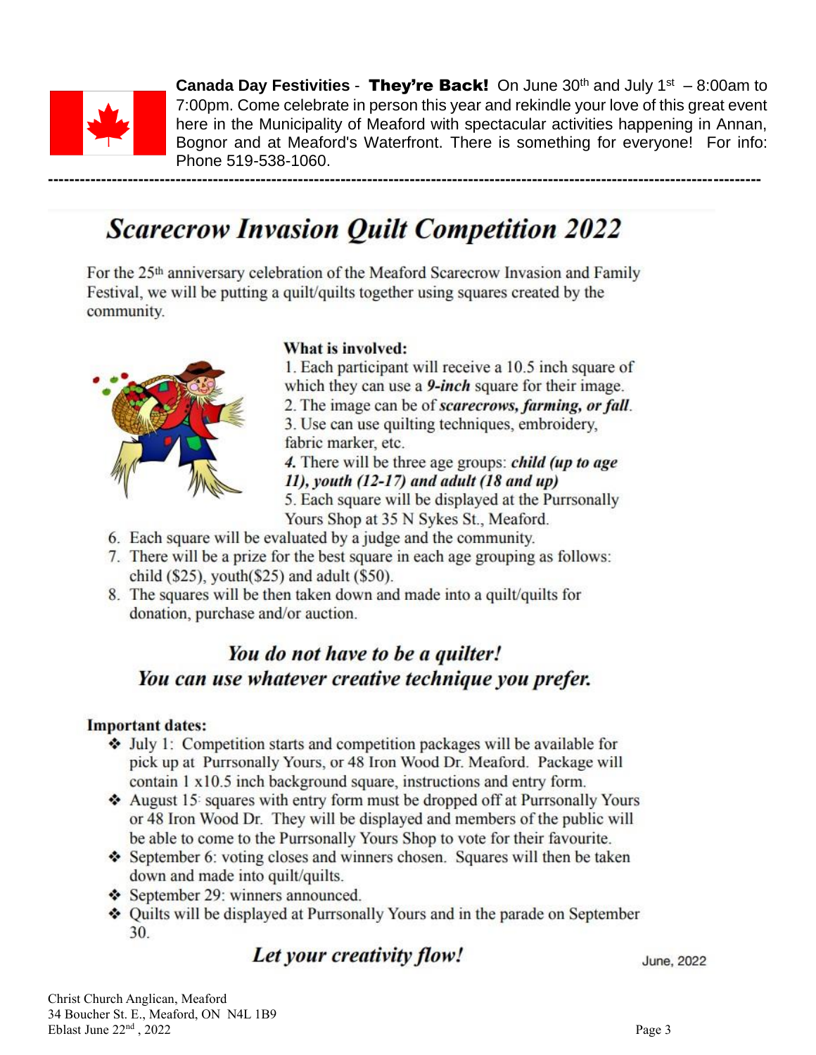**Canada Day Festivities** - **They're Back!** On June 30th and July 1st – 8:00am to 7:00pm. Come celebrate in person this year and rekindle your love of this great event here in the Municipality of Meaford with spectacular activities happening in Annan, Bognor and at Meaford's Waterfront. There is something for everyone! For info: Phone 519-538-1060.

---

# *Scarecrow Invasion Quilt Competition 2022*

For the 25th anniversary celebration of the Meaford Scarecrow Invasion and Family Festival, we will be putting a quilt/quilts together using squares created by the community.

**What is involved:**

1. Each participant will receive a 10.5 inch square of which they can use a ***9-inch*** square for their image.
2. The image can be of ***scarecrows, farming, or fall***.
3. Use can use quilting techniques, embroidery, fabric marker, etc.
4. There will be three age groups: ***child (up to age 11), youth (12-17) and adult (18 and up)***
5. Each square will be displayed at the Purrsonally Yours Shop at 35 N Sykes St., Meaford.
6. Each square will be evaluated by a judge and the community.
7. There will be a prize for the best square in each age grouping as follows: child ($25), youth($25) and adult ($50).
8. The squares will be then taken down and made into a quilt/quilts for donation, purchase and/or auction.

### *You do not have to be a quilter!*
### *You can use whatever creative technique you prefer.*

**Important dates:**

- July 1: Competition starts and competition packages will be available for pick up at Purrsonally Yours, or 48 Iron Wood Dr. Meaford. Package will contain 1 x10.5 inch background square, instructions and entry form.
- August 15: squares with entry form must be dropped off at Purrsonally Yours or 48 Iron Wood Dr. They will be displayed and members of the public will be able to come to the Purrsonally Yours Shop to vote for their favourite.
- September 6: voting closes and winners chosen. Squares will then be taken down and made into quilt/quilts.
- September 29: winners announced.
- Quilts will be displayed at Purrsonally Yours and in the parade on September 30.

### *Let your creativity flow!*

June, 2022

Christ Church Anglican, Meaford
34 Boucher St. E., Meaford, ON N4L 1B9
Eblast June 22nd, 2022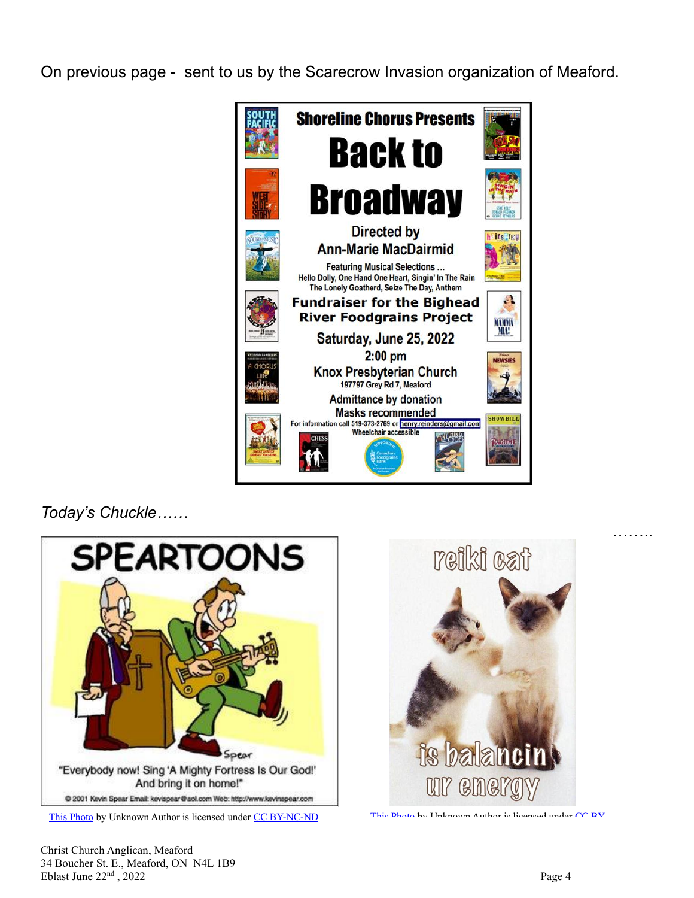On previous page - sent to us by the Scarecrow Invasion organization of Meaford.

**Shoreline Chorus Presents**

# Back to Broadway

Directed by
Ann-Marie MacDairmid

Featuring Musical Selections ...
Hello Dolly, One Hand One Heart, Singin' In The Rain
The Lonely Goatherd, Seize The Day, Anthem

**Fundraiser for the Bighead River Foodgrains Project**

Saturday, June 25, 2022
2:00 pm
Knox Presbyterian Church
197797 Grey Rd 7, Meaford

Admittance by donation
Masks recommended
For information call 519-373-2769 or henry.reinders@gmail.com
Wheelchair accessible

*Today's Chuckle……*

SPEARTOONS

"Everybody now! Sing 'A Mighty Fortress Is Our God!' And bring it on home!"

© 2001 Kevin Spear Email: kevispear@aol.com Web: http://www.kevinspear.com

This Photo by Unknown Author is licensed under CC BY-NC-ND

……..

reiki cat is balancin ur energy

This Photo by Unknown Author is licensed under CC BY

Christ Church Anglican, Meaford
34 Boucher St. E., Meaford, ON N4L 1B9
Eblast June 22nd, 2022